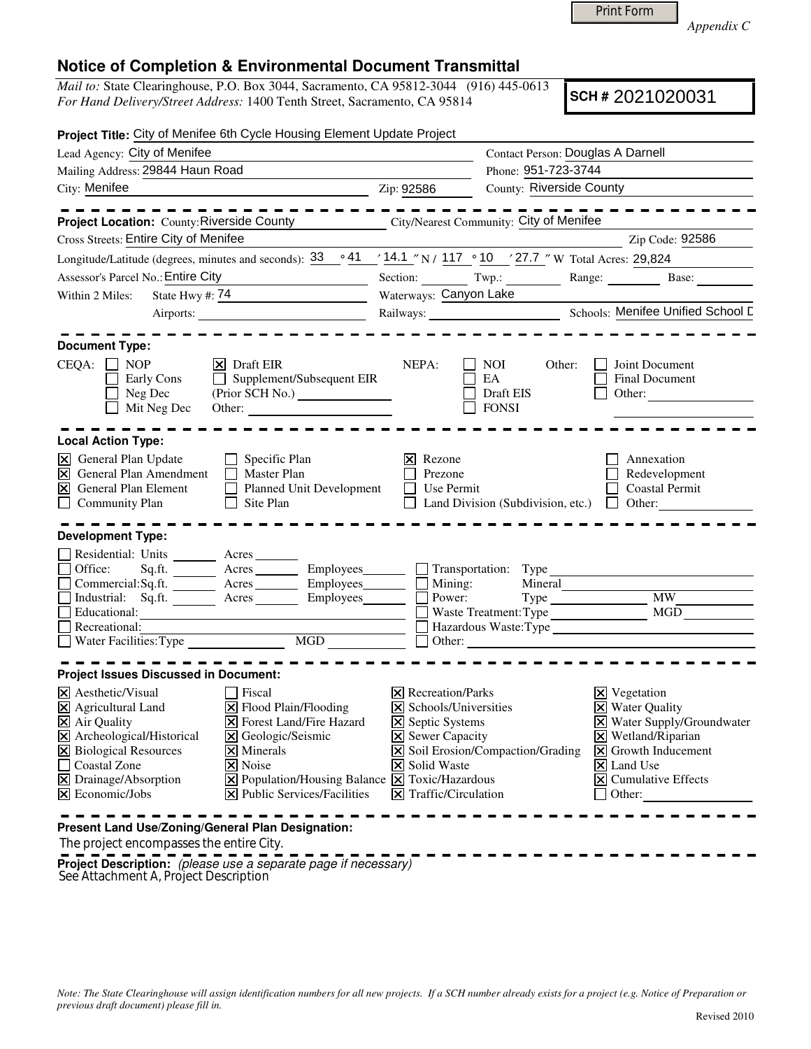Print Form

*Appendix C*

# Notice of Completion & Environmental Document Transmittal

*Mail to:* State Clearinghouse, P.O. Box 3044, Sacramento, CA 95812-3044 (916) 445-0613
*For Hand Delivery/Street Address:* 1400 Tenth Street, Sacramento, CA 95814

**SCH #** 2021020031

**Project Title:** City of Menifee 6th Cycle Housing Element Update Project

Lead Agency: City of Menifee
Contact Person: Douglas A Darnell
Mailing Address: 29844 Haun Road
Phone: 951-723-3744
City: Menifee
Zip: 92586
County: Riverside County

**Project Location:** County: Riverside County
City/Nearest Community: City of Menifee
Cross Streets: Entire City of Menifee
Zip Code: 92586
Longitude/Latitude (degrees, minutes and seconds): 33 ° 41 ′ 14.1 ″ N / 117 ° 10 ′ 27.7 ″ W Total Acres: 29,824
Assessor's Parcel No.: Entire City
Section: Twp.: Range: Base:
Within 2 Miles: State Hwy #: 74
Waterways: Canyon Lake
Airports:
Railways:
Schools: Menifee Unified School D

**Document Type:**

CEQA:
- [ ] NOP
- [ ] Early Cons
- [ ] Neg Dec
- [ ] Mit Neg Dec
- [x] Draft EIR
- [ ] Supplement/Subsequent EIR (Prior SCH No.)
- Other:

NEPA:
- [ ] NOI
- [ ] EA
- [ ] Draft EIS
- [ ] FONSI

Other:
- [ ] Joint Document
- [ ] Final Document
- [ ] Other:

**Local Action Type:**

- [x] General Plan Update
- [x] General Plan Amendment
- [x] General Plan Element
- [ ] Community Plan
- [ ] Specific Plan
- [ ] Master Plan
- [ ] Planned Unit Development
- [ ] Site Plan
- [x] Rezone
- [ ] Prezone
- [ ] Use Permit
- [ ] Land Division (Subdivision, etc.)
- [ ] Annexation
- [ ] Redevelopment
- [ ] Coastal Permit
- [ ] Other:

**Development Type:**

- [ ] Residential: Units ____ Acres ____
- [ ] Office: Sq.ft. ____ Acres ____ Employees ____
- [ ] Commercial: Sq.ft. ____ Acres ____ Employees ____
- [ ] Industrial: Sq.ft. ____ Acres ____ Employees ____
- [ ] Educational:
- [ ] Recreational:
- [ ] Water Facilities: Type ____ MGD ____
- [ ] Transportation: Type
- [ ] Mining: Mineral
- [ ] Power: Type ____ MW
- [ ] Waste Treatment: Type ____ MGD
- [ ] Hazardous Waste: Type
- [ ] Other:

**Project Issues Discussed in Document:**

- [x] Aesthetic/Visual
- [x] Agricultural Land
- [x] Air Quality
- [x] Archeological/Historical
- [x] Biological Resources
- [ ] Coastal Zone
- [x] Drainage/Absorption
- [x] Economic/Jobs
- [ ] Fiscal
- [x] Flood Plain/Flooding
- [x] Forest Land/Fire Hazard
- [x] Geologic/Seismic
- [x] Minerals
- [x] Noise
- [x] Population/Housing Balance
- [x] Public Services/Facilities
- [x] Recreation/Parks
- [x] Schools/Universities
- [x] Septic Systems
- [x] Sewer Capacity
- [x] Soil Erosion/Compaction/Grading
- [x] Solid Waste
- [x] Toxic/Hazardous
- [x] Traffic/Circulation
- [x] Vegetation
- [x] Water Quality
- [x] Water Supply/Groundwater
- [x] Wetland/Riparian
- [x] Growth Inducement
- [x] Land Use
- [x] Cumulative Effects
- [ ] Other:

**Present Land Use/Zoning/General Plan Designation:**

The project encompasses the entire City.

**Project Description:** *(please use a separate page if necessary)*

See Attachment A, Project Description

*Note: The State Clearinghouse will assign identification numbers for all new projects. If a SCH number already exists for a project (e.g. Notice of Preparation or previous draft document) please fill in.*

Revised 2010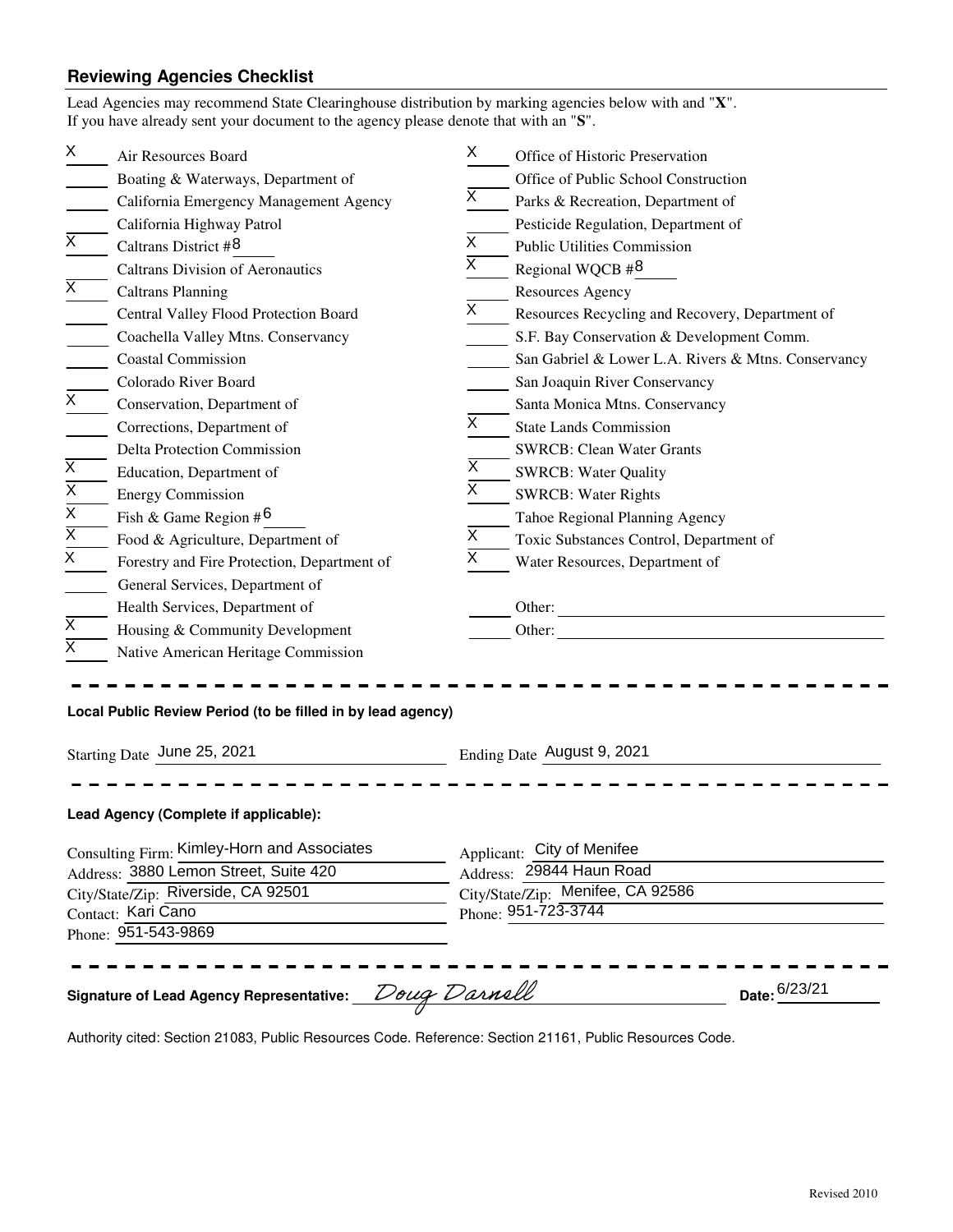## Reviewing Agencies Checklist

Lead Agencies may recommend State Clearinghouse distribution by marking agencies below with and "**X**".
If you have already sent your document to the agency please denote that with an "**S**".

| | | | |
|---|---|---|---|
| X | Air Resources Board | X | Office of Historic Preservation |
| | Boating & Waterways, Department of | | Office of Public School Construction |
| | California Emergency Management Agency | X | Parks & Recreation, Department of |
| | California Highway Patrol | | Pesticide Regulation, Department of |
| X | Caltrans District # 8 | X | Public Utilities Commission |
| | Caltrans Division of Aeronautics | X | Regional WQCB # 8 |
| X | Caltrans Planning | | Resources Agency |
| | Central Valley Flood Protection Board | X | Resources Recycling and Recovery, Department of |
| | Coachella Valley Mtns. Conservancy | | S.F. Bay Conservation & Development Comm. |
| | Coastal Commission | | San Gabriel & Lower L.A. Rivers & Mtns. Conservancy |
| | Colorado River Board | | San Joaquin River Conservancy |
| X | Conservation, Department of | | Santa Monica Mtns. Conservancy |
| | Corrections, Department of | X | State Lands Commission |
| | Delta Protection Commission | | SWRCB: Clean Water Grants |
| X | Education, Department of | X | SWRCB: Water Quality |
| X | Energy Commission | X | SWRCB: Water Rights |
| X | Fish & Game Region # 6 | | Tahoe Regional Planning Agency |
| X | Food & Agriculture, Department of | X | Toxic Substances Control, Department of |
| X | Forestry and Fire Protection, Department of | X | Water Resources, Department of |
| | General Services, Department of | | |
| | Health Services, Department of | | Other: |
| X | Housing & Community Development | | Other: |
| X | Native American Heritage Commission | | |

**Local Public Review Period (to be filled in by lead agency)**

Starting Date June 25, 2021 Ending Date August 9, 2021

**Lead Agency (Complete if applicable):**

Consulting Firm: Kimley-Horn and Associates
Address: 3880 Lemon Street, Suite 420
City/State/Zip: Riverside, CA 92501
Contact: Kari Cano
Phone: 951-543-9869

Applicant: City of Menifee
Address: 29844 Haun Road
City/State/Zip: Menifee, CA 92586
Phone: 951-723-3744

**Signature of Lead Agency Representative:** *Doug Darnell* **Date:** 6/23/21

Authority cited: Section 21083, Public Resources Code. Reference: Section 21161, Public Resources Code.

Revised 2010